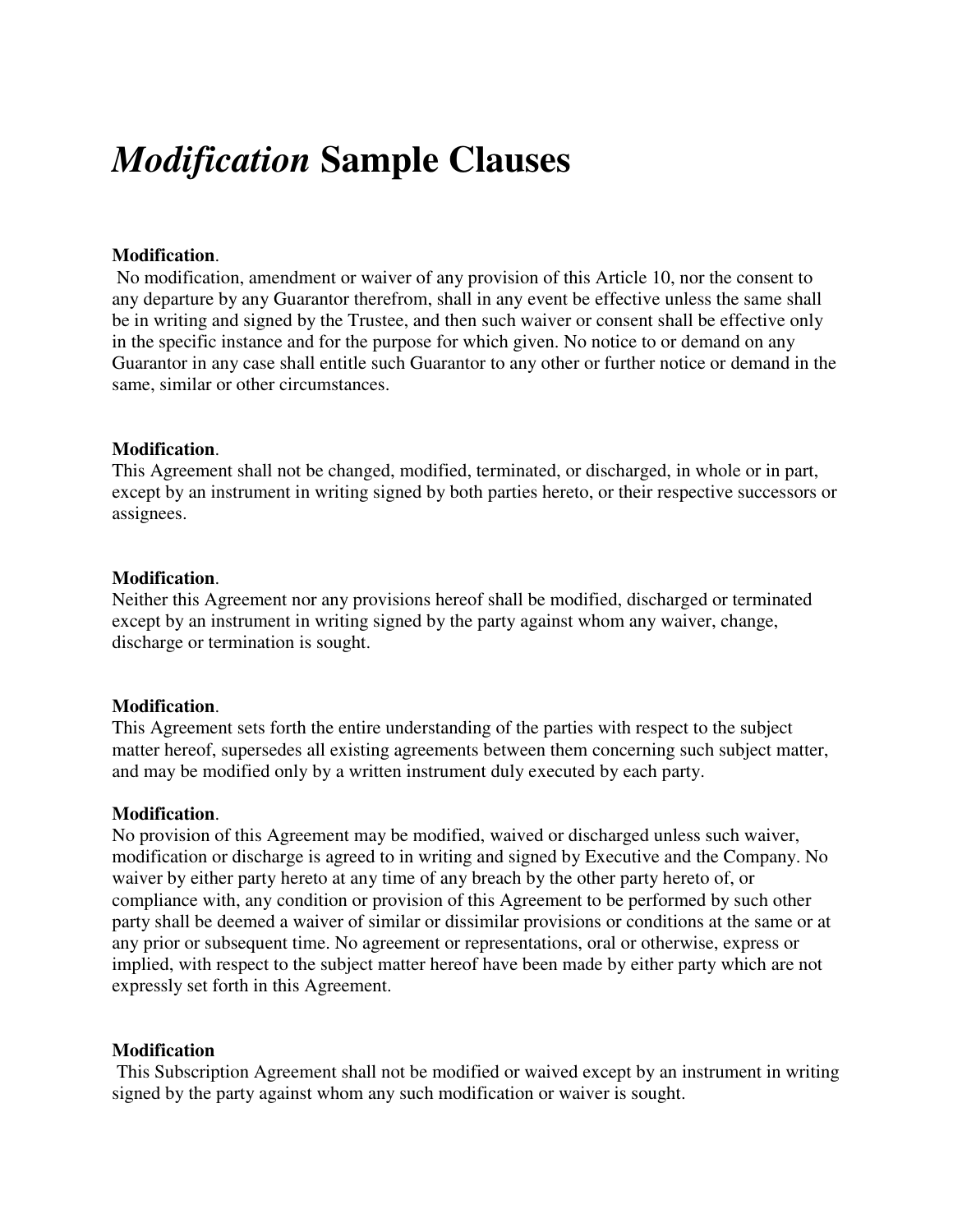# *Modification* Sample Clauses

**Modification**.

No modification, amendment or waiver of any provision of this Article 10, nor the consent to any departure by any Guarantor therefrom, shall in any event be effective unless the same shall be in writing and signed by the Trustee, and then such waiver or consent shall be effective only in the specific instance and for the purpose for which given. No notice to or demand on any Guarantor in any case shall entitle such Guarantor to any other or further notice or demand in the same, similar or other circumstances.

**Modification**.

This Agreement shall not be changed, modified, terminated, or discharged, in whole or in part, except by an instrument in writing signed by both parties hereto, or their respective successors or assignees.

**Modification**.

Neither this Agreement nor any provisions hereof shall be modified, discharged or terminated except by an instrument in writing signed by the party against whom any waiver, change, discharge or termination is sought.

**Modification**.

This Agreement sets forth the entire understanding of the parties with respect to the subject matter hereof, supersedes all existing agreements between them concerning such subject matter, and may be modified only by a written instrument duly executed by each party.

**Modification**.

No provision of this Agreement may be modified, waived or discharged unless such waiver, modification or discharge is agreed to in writing and signed by Executive and the Company. No waiver by either party hereto at any time of any breach by the other party hereto of, or compliance with, any condition or provision of this Agreement to be performed by such other party shall be deemed a waiver of similar or dissimilar provisions or conditions at the same or at any prior or subsequent time. No agreement or representations, oral or otherwise, express or implied, with respect to the subject matter hereof have been made by either party which are not expressly set forth in this Agreement.

**Modification**

This Subscription Agreement shall not be modified or waived except by an instrument in writing signed by the party against whom any such modification or waiver is sought.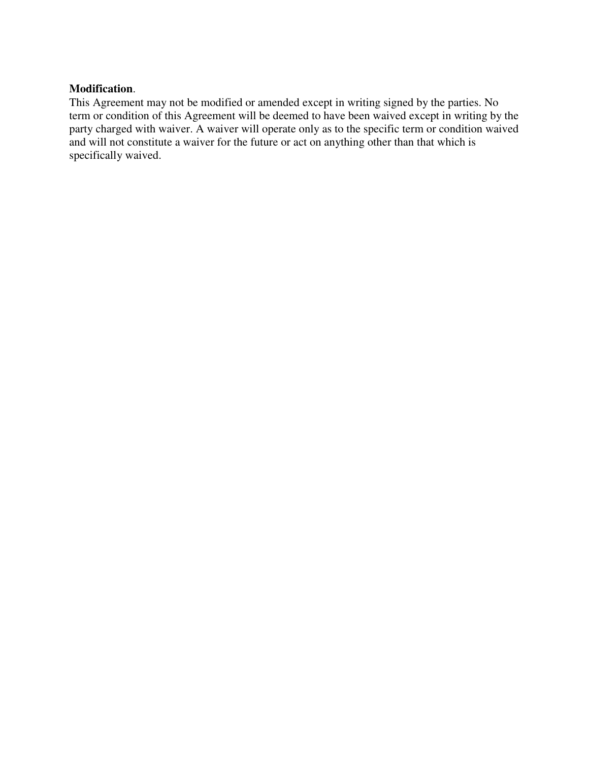**Modification**.

This Agreement may not be modified or amended except in writing signed by the parties. No term or condition of this Agreement will be deemed to have been waived except in writing by the party charged with waiver. A waiver will operate only as to the specific term or condition waived and will not constitute a waiver for the future or act on anything other than that which is specifically waived.